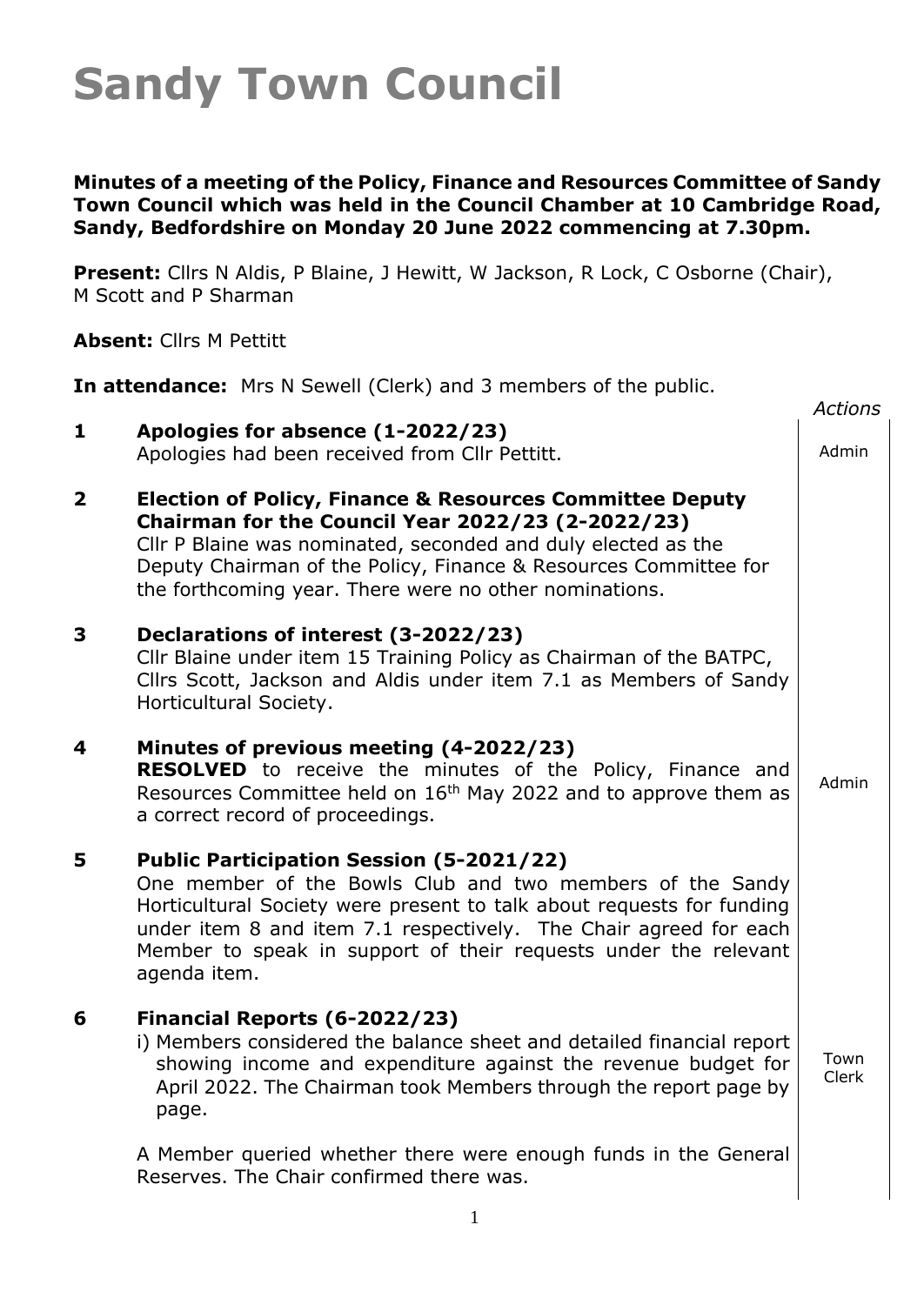# Sandy Town Council

**Minutes of a meeting of the Policy, Finance and Resources Committee of Sandy Town Council which was held in the Council Chamber at 10 Cambridge Road, Sandy, Bedfordshire on Monday 20 June 2022 commencing at 7.30pm.**

**Present:** Cllrs N Aldis, P Blaine, J Hewitt, W Jackson, R Lock, C Osborne (Chair), M Scott and P Sharman

**Absent:** Cllrs M Pettitt

**In attendance:** Mrs N Sewell (Clerk) and 3 members of the public.

*Actions*

**1 Apologies for absence (1-2022/23)**
Apologies had been received from Cllr Pettitt. — Admin

**2 Election of Policy, Finance & Resources Committee Deputy Chairman for the Council Year 2022/23 (2-2022/23)**
Cllr P Blaine was nominated, seconded and duly elected as the Deputy Chairman of the Policy, Finance & Resources Committee for the forthcoming year. There were no other nominations.

**3 Declarations of interest (3-2022/23)**
Cllr Blaine under item 15 Training Policy as Chairman of the BATPC, Cllrs Scott, Jackson and Aldis under item 7.1 as Members of Sandy Horticultural Society.

**4 Minutes of previous meeting (4-2022/23)**
**RESOLVED** to receive the minutes of the Policy, Finance and Resources Committee held on 16th May 2022 and to approve them as a correct record of proceedings. — Admin

**5 Public Participation Session (5-2021/22)**
One member of the Bowls Club and two members of the Sandy Horticultural Society were present to talk about requests for funding under item 8 and item 7.1 respectively. The Chair agreed for each Member to speak in support of their requests under the relevant agenda item.

**6 Financial Reports (6-2022/23)**
i) Members considered the balance sheet and detailed financial report showing income and expenditure against the revenue budget for April 2022. The Chairman took Members through the report page by page. — Town Clerk

A Member queried whether there were enough funds in the General Reserves. The Chair confirmed there was.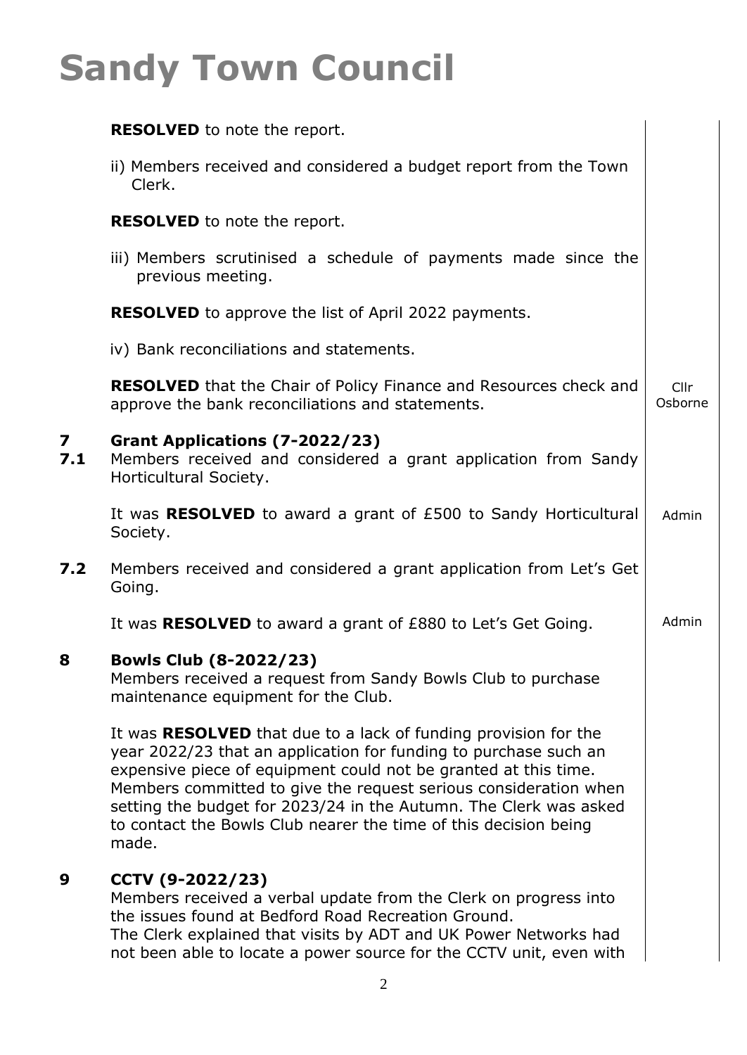# Sandy Town Council

**RESOLVED** to note the report.

ii) Members received and considered a budget report from the Town Clerk.

**RESOLVED** to note the report.

iii) Members scrutinised a schedule of payments made since the previous meeting.

**RESOLVED** to approve the list of April 2022 payments.

iv) Bank reconciliations and statements.

**RESOLVED** that the Chair of Policy Finance and Resources check and approve the bank reconciliations and statements. — Cllr Osborne

**7 Grant Applications (7-2022/23)**

**7.1** Members received and considered a grant application from Sandy Horticultural Society.

It was **RESOLVED** to award a grant of £500 to Sandy Horticultural Society. — Admin

**7.2** Members received and considered a grant application from Let's Get Going.

It was **RESOLVED** to award a grant of £880 to Let's Get Going. — Admin

**8 Bowls Club (8-2022/23)**

Members received a request from Sandy Bowls Club to purchase maintenance equipment for the Club.

It was **RESOLVED** that due to a lack of funding provision for the year 2022/23 that an application for funding to purchase such an expensive piece of equipment could not be granted at this time. Members committed to give the request serious consideration when setting the budget for 2023/24 in the Autumn. The Clerk was asked to contact the Bowls Club nearer the time of this decision being made.

**9 CCTV (9-2022/23)**

Members received a verbal update from the Clerk on progress into the issues found at Bedford Road Recreation Ground.
The Clerk explained that visits by ADT and UK Power Networks had not been able to locate a power source for the CCTV unit, even with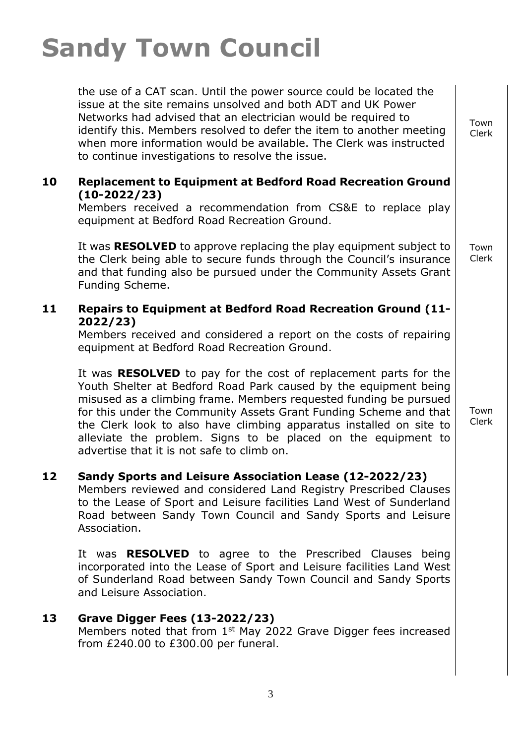the use of a CAT scan. Until the power source could be located the issue at the site remains unsolved and both ADT and UK Power Networks had advised that an electrician would be required to identify this. Members resolved to defer the item to another meeting when more information would be available. The Clerk was instructed to continue investigations to resolve the issue. *Town Clerk*

**10 Replacement to Equipment at Bedford Road Recreation Ground (10-2022/23)**

Members received a recommendation from CS&E to replace play equipment at Bedford Road Recreation Ground.

It was **RESOLVED** to approve replacing the play equipment subject to the Clerk being able to secure funds through the Council's insurance and that funding also be pursued under the Community Assets Grant Funding Scheme. *Town Clerk*

**11 Repairs to Equipment at Bedford Road Recreation Ground (11-2022/23)**

Members received and considered a report on the costs of repairing equipment at Bedford Road Recreation Ground.

It was **RESOLVED** to pay for the cost of replacement parts for the Youth Shelter at Bedford Road Park caused by the equipment being misused as a climbing frame. Members requested funding be pursued for this under the Community Assets Grant Funding Scheme and that the Clerk look to also have climbing apparatus installed on site to alleviate the problem. Signs to be placed on the equipment to advertise that it is not safe to climb on. *Town Clerk*

**12 Sandy Sports and Leisure Association Lease (12-2022/23)**

Members reviewed and considered Land Registry Prescribed Clauses to the Lease of Sport and Leisure facilities Land West of Sunderland Road between Sandy Town Council and Sandy Sports and Leisure Association.

It was **RESOLVED** to agree to the Prescribed Clauses being incorporated into the Lease of Sport and Leisure facilities Land West of Sunderland Road between Sandy Town Council and Sandy Sports and Leisure Association.

**13 Grave Digger Fees (13-2022/23)**

Members noted that from 1st May 2022 Grave Digger fees increased from £240.00 to £300.00 per funeral.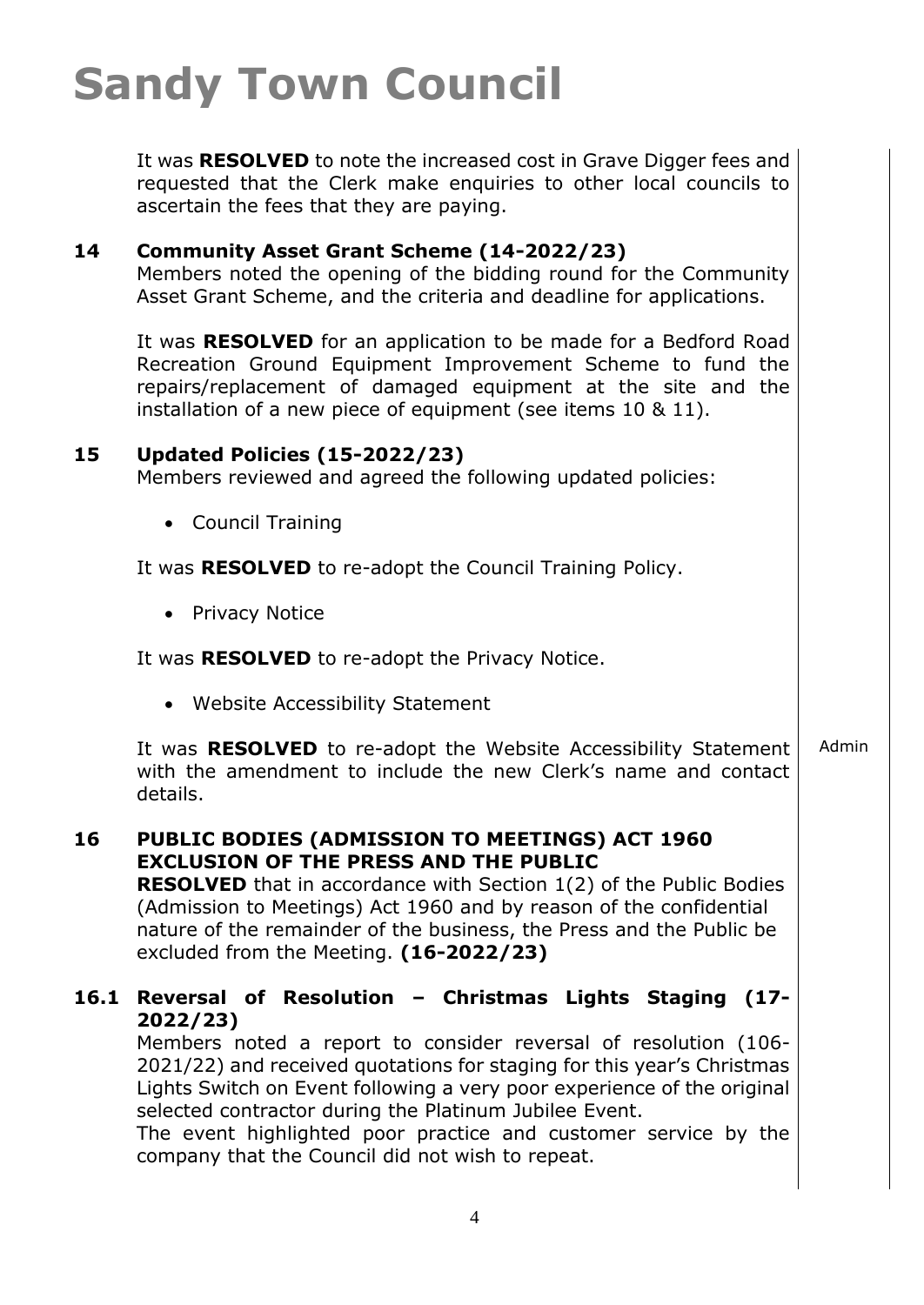# Sandy Town Council

It was **RESOLVED** to note the increased cost in Grave Digger fees and requested that the Clerk make enquiries to other local councils to ascertain the fees that they are paying.

## 14 Community Asset Grant Scheme (14-2022/23)

Members noted the opening of the bidding round for the Community Asset Grant Scheme, and the criteria and deadline for applications.

It was **RESOLVED** for an application to be made for a Bedford Road Recreation Ground Equipment Improvement Scheme to fund the repairs/replacement of damaged equipment at the site and the installation of a new piece of equipment (see items 10 & 11).

## 15 Updated Policies (15-2022/23)

Members reviewed and agreed the following updated policies:

- Council Training

It was **RESOLVED** to re-adopt the Council Training Policy.

- Privacy Notice

It was **RESOLVED** to re-adopt the Privacy Notice.

- Website Accessibility Statement

It was **RESOLVED** to re-adopt the Website Accessibility Statement with the amendment to include the new Clerk's name and contact details. — Admin

## 16 PUBLIC BODIES (ADMISSION TO MEETINGS) ACT 1960 EXCLUSION OF THE PRESS AND THE PUBLIC

**RESOLVED** that in accordance with Section 1(2) of the Public Bodies (Admission to Meetings) Act 1960 and by reason of the confidential nature of the remainder of the business, the Press and the Public be excluded from the Meeting. **(16-2022/23)**

## 16.1 Reversal of Resolution – Christmas Lights Staging (17-2022/23)

Members noted a report to consider reversal of resolution (106-2021/22) and received quotations for staging for this year's Christmas Lights Switch on Event following a very poor experience of the original selected contractor during the Platinum Jubilee Event.

The event highlighted poor practice and customer service by the company that the Council did not wish to repeat.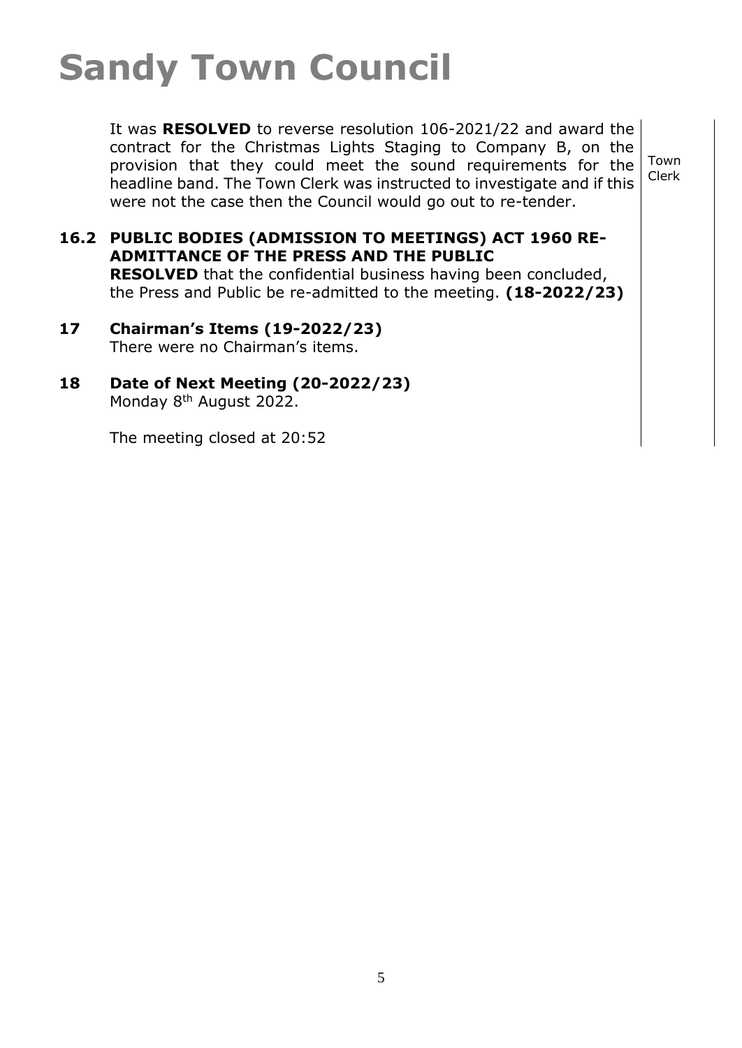# Sandy Town Council

It was **RESOLVED** to reverse resolution 106-2021/22 and award the contract for the Christmas Lights Staging to Company B, on the provision that they could meet the sound requirements for the headline band. The Town Clerk was instructed to investigate and if this were not the case then the Council would go out to re-tender.

Town Clerk

**16.2 PUBLIC BODIES (ADMISSION TO MEETINGS) ACT 1960 RE-ADMITTANCE OF THE PRESS AND THE PUBLIC**

**RESOLVED** that the confidential business having been concluded, the Press and Public be re-admitted to the meeting. **(18-2022/23)**

**17 Chairman's Items (19-2022/23)**

There were no Chairman's items.

**18 Date of Next Meeting (20-2022/23)**

Monday 8th August 2022.

The meeting closed at 20:52